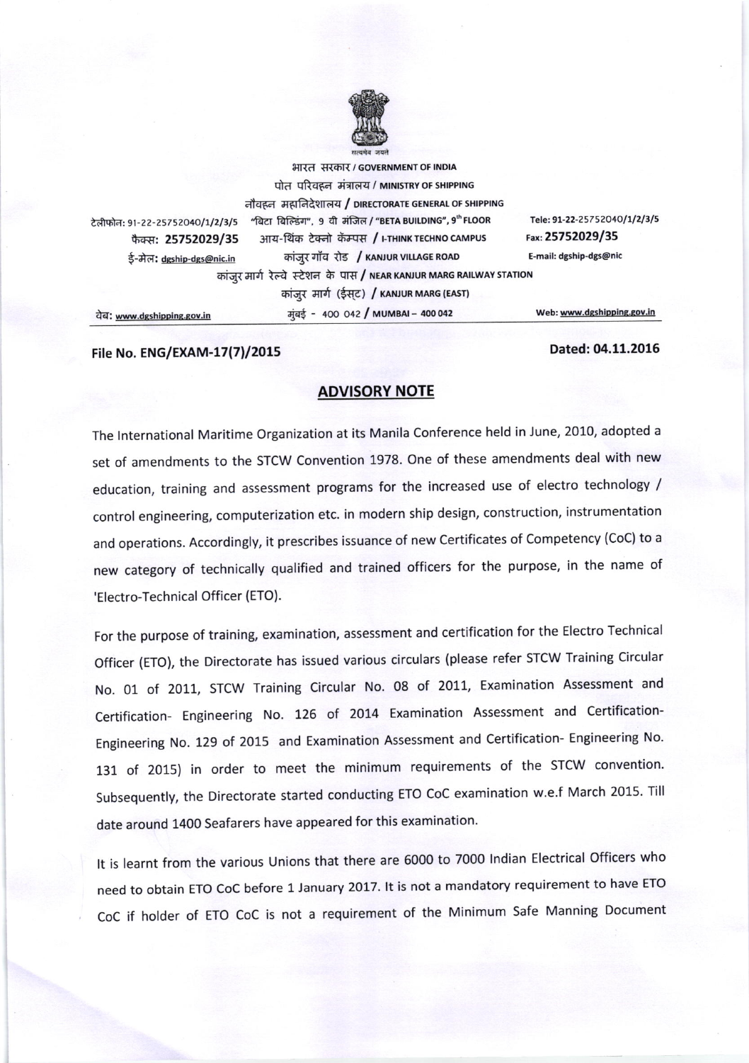सत्यमेव जयते

भारत सरकार / GOVERNMENT OF INDIA

पोत परिवहन मंत्रालय / MINISTRY OF SHIPPING

नौवहन महानिदेशालय / DIRECTORATE GENERAL OF SHIPPING

टेलीफोन: 91-22-25752040/1/2/3/5 "बिटा बिल्डिंग", 9 वी मंजिल / "BETA BUILDING", 9th FLOOR Tele: 91-22-25752040/1/2/3/5

फैक्स: 25752029/35 आय-थिंक टेक्नो कॅम्पस / I-THINK TECHNO CAMPUS Fax: 25752029/35

ई-मेल: dgship-dgs@nic.in कांजुर गॉव रोड / KANJUR VILLAGE ROAD E-mail: dgship-dgs@nic

कांजुर मार्ग रेल्वे स्टेशन के पास / NEAR KANJUR MARG RAILWAY STATION

कांजुर मार्ग (ईस्ट) / KANJUR MARG (EAST)

वेब: www.dgshipping.gov.in मुंबई - 400 042 / MUMBAI – 400 042 Web: www.dgshipping.gov.in

**File No. ENG/EXAM-17(7)/2015** **Dated: 04.11.2016**

## ADVISORY NOTE

The International Maritime Organization at its Manila Conference held in June, 2010, adopted a set of amendments to the STCW Convention 1978. One of these amendments deal with new education, training and assessment programs for the increased use of electro technology / control engineering, computerization etc. in modern ship design, construction, instrumentation and operations. Accordingly, it prescribes issuance of new Certificates of Competency (CoC) to a new category of technically qualified and trained officers for the purpose, in the name of 'Electro-Technical Officer (ETO).

For the purpose of training, examination, assessment and certification for the Electro Technical Officer (ETO), the Directorate has issued various circulars (please refer STCW Training Circular No. 01 of 2011, STCW Training Circular No. 08 of 2011, Examination Assessment and Certification- Engineering No. 126 of 2014 Examination Assessment and Certification- Engineering No. 129 of 2015 and Examination Assessment and Certification- Engineering No. 131 of 2015) in order to meet the minimum requirements of the STCW convention. Subsequently, the Directorate started conducting ETO CoC examination w.e.f March 2015. Till date around 1400 Seafarers have appeared for this examination.

It is learnt from the various Unions that there are 6000 to 7000 Indian Electrical Officers who need to obtain ETO CoC before 1 January 2017. It is not a mandatory requirement to have ETO CoC if holder of ETO CoC is not a requirement of the Minimum Safe Manning Document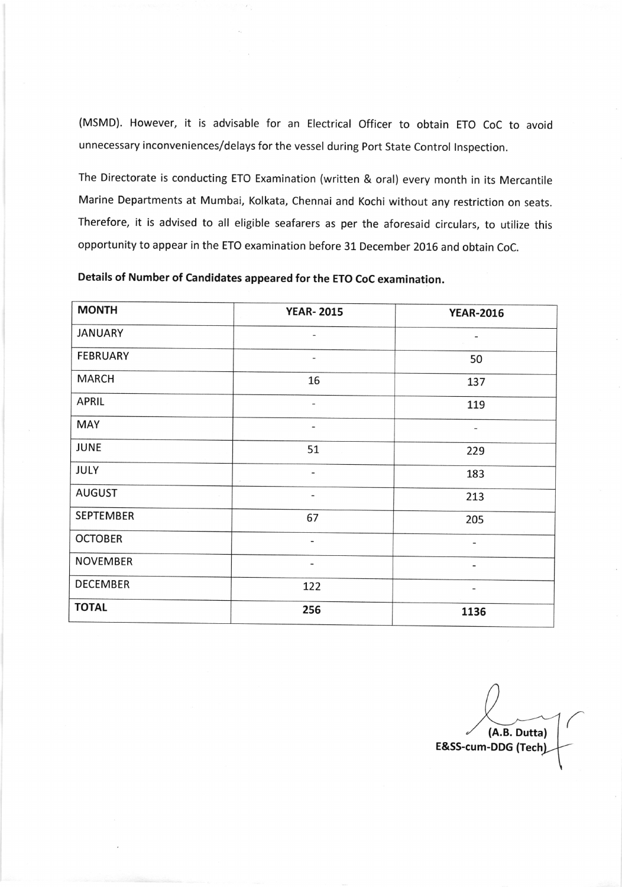(MSMD). However, it is advisable for an Electrical Officer to obtain ETO CoC to avoid unnecessary inconveniences/delays for the vessel during Port State Control Inspection.

The Directorate is conducting ETO Examination (written & oral) every month in its Mercantile Marine Departments at Mumbai, Kolkata, Chennai and Kochi without any restriction on seats. Therefore, it is advised to all eligible seafarers as per the aforesaid circulars, to utilize this opportunity to appear in the ETO examination before 31 December 2016 and obtain CoC.

**Details of Number of Candidates appeared for the ETO CoC examination.**

| MONTH | YEAR- 2015 | YEAR-2016 |
|---|---|---|
| JANUARY | - | - |
| FEBRUARY | - | 50 |
| MARCH | 16 | 137 |
| APRIL | - | 119 |
| MAY | - | - |
| JUNE | 51 | 229 |
| JULY | - | 183 |
| AUGUST | - | 213 |
| SEPTEMBER | 67 | 205 |
| OCTOBER | - | - |
| NOVEMBER | - | - |
| DECEMBER | 122 | - |
| **TOTAL** | **256** | **1136** |

**(A.B. Dutta)**
**E&SS-cum-DDG (Tech)**